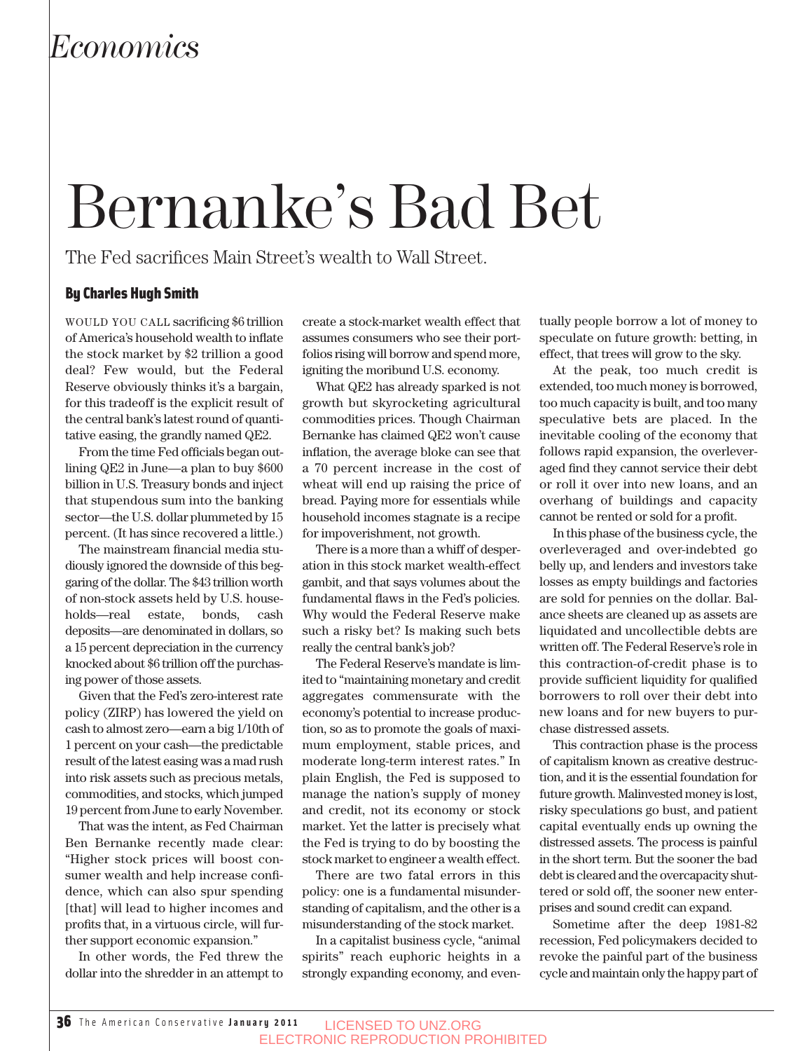*Economics*

# Bernanke's Bad Bet

The Fed sacrifices Main Street's wealth to Wall Street.

**By Charles Hugh Smith**

WOULD YOU CALL sacrificing $6 trillion of America's household wealth to inflate the stock market by $2 trillion a good deal? Few would, but the Federal Reserve obviously thinks it's a bargain, for this tradeoff is the explicit result of the central bank's latest round of quantitative easing, the grandly named QE2.

From the time Fed officials began outlining QE2 in June—a plan to buy $600 billion in U.S. Treasury bonds and inject that stupendous sum into the banking sector—the U.S. dollar plummeted by 15 percent. (It has since recovered a little.)

The mainstream financial media studiously ignored the downside of this beggaring of the dollar. The $43 trillion worth of non-stock assets held by U.S. households—real estate, bonds, cash deposits—are denominated in dollars, so a 15 percent depreciation in the currency knocked about $6 trillion off the purchasing power of those assets.

Given that the Fed's zero-interest rate policy (ZIRP) has lowered the yield on cash to almost zero—earn a big 1/10th of 1 percent on your cash—the predictable result of the latest easing was a mad rush into risk assets such as precious metals, commodities, and stocks, which jumped 19 percent from June to early November.

That was the intent, as Fed Chairman Ben Bernanke recently made clear: "Higher stock prices will boost consumer wealth and help increase confidence, which can also spur spending [that] will lead to higher incomes and profits that, in a virtuous circle, will further support economic expansion."

In other words, the Fed threw the dollar into the shredder in an attempt to create a stock-market wealth effect that assumes consumers who see their portfolios rising will borrow and spend more, igniting the moribund U.S. economy.

What QE2 has already sparked is not growth but skyrocketing agricultural commodities prices. Though Chairman Bernanke has claimed QE2 won't cause inflation, the average bloke can see that a 70 percent increase in the cost of wheat will end up raising the price of bread. Paying more for essentials while household incomes stagnate is a recipe for impoverishment, not growth.

There is a more than a whiff of desperation in this stock market wealth-effect gambit, and that says volumes about the fundamental flaws in the Fed's policies. Why would the Federal Reserve make such a risky bet? Is making such bets really the central bank's job?

The Federal Reserve's mandate is limited to "maintaining monetary and credit aggregates commensurate with the economy's potential to increase production, so as to promote the goals of maximum employment, stable prices, and moderate long-term interest rates." In plain English, the Fed is supposed to manage the nation's supply of money and credit, not its economy or stock market. Yet the latter is precisely what the Fed is trying to do by boosting the stock market to engineer a wealth effect.

There are two fatal errors in this policy: one is a fundamental misunderstanding of capitalism, and the other is a misunderstanding of the stock market.

In a capitalist business cycle, "animal spirits" reach euphoric heights in a strongly expanding economy, and eventually people borrow a lot of money to speculate on future growth: betting, in effect, that trees will grow to the sky.

At the peak, too much credit is extended, too much money is borrowed, too much capacity is built, and too many speculative bets are placed. In the inevitable cooling of the economy that follows rapid expansion, the overleveraged find they cannot service their debt or roll it over into new loans, and an overhang of buildings and capacity cannot be rented or sold for a profit.

In this phase of the business cycle, the overleveraged and over-indebted go belly up, and lenders and investors take losses as empty buildings and factories are sold for pennies on the dollar. Balance sheets are cleaned up as assets are liquidated and uncollectible debts are written off. The Federal Reserve's role in this contraction-of-credit phase is to provide sufficient liquidity for qualified borrowers to roll over their debt into new loans and for new buyers to purchase distressed assets.

This contraction phase is the process of capitalism known as creative destruction, and it is the essential foundation for future growth. Malinvested money is lost, risky speculations go bust, and patient capital eventually ends up owning the distressed assets. The process is painful in the short term. But the sooner the bad debt is cleared and the overcapacity shuttered or sold off, the sooner new enterprises and sound credit can expand.

Sometime after the deep 1981-82 recession, Fed policymakers decided to revoke the painful part of the business cycle and maintain only the happy part of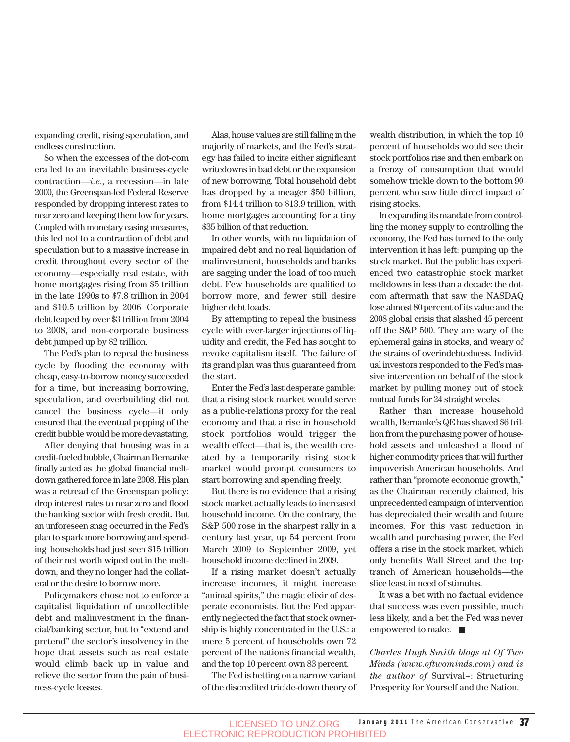expanding credit, rising speculation, and endless construction.

So when the excesses of the dot-com era led to an inevitable business-cycle contraction—*i.e.*, a recession—in late 2000, the Greenspan-led Federal Reserve responded by dropping interest rates to near zero and keeping them low for years. Coupled with monetary easing measures, this led not to a contraction of debt and speculation but to a massive increase in credit throughout every sector of the economy—especially real estate, with home mortgages rising from $5 trillion in the late 1990s to $7.8 trillion in 2004 and $10.5 trillion by 2006. Corporate debt leaped by over $3 trillion from 2004 to 2008, and non-corporate business debt jumped up by $2 trillion.

The Fed's plan to repeal the business cycle by flooding the economy with cheap, easy-to-borrow money succeeded for a time, but increasing borrowing, speculation, and overbuilding did not cancel the business cycle—it only ensured that the eventual popping of the credit bubble would be more devastating.

After denying that housing was in a credit-fueled bubble, Chairman Bernanke finally acted as the global financial meltdown gathered force in late 2008. His plan was a retread of the Greenspan policy: drop interest rates to near zero and flood the banking sector with fresh credit. But an unforeseen snag occurred in the Fed's plan to spark more borrowing and spending: households had just seen $15 trillion of their net worth wiped out in the meltdown, and they no longer had the collateral or the desire to borrow more.

Policymakers chose not to enforce a capitalist liquidation of uncollectible debt and malinvestment in the financial/banking sector, but to "extend and pretend" the sector's insolvency in the hope that assets such as real estate would climb back up in value and relieve the sector from the pain of business-cycle losses.

Alas, house values are still falling in the majority of markets, and the Fed's strategy has failed to incite either significant writedowns in bad debt or the expansion of new borrowing. Total household debt has dropped by a meager $50 billion, from $14.4 trillion to $13.9 trillion, with home mortgages accounting for a tiny $35 billion of that reduction.

In other words, with no liquidation of impaired debt and no real liquidation of malinvestment, households and banks are sagging under the load of too much debt. Few households are qualified to borrow more, and fewer still desire higher debt loads.

By attempting to repeal the business cycle with ever-larger injections of liquidity and credit, the Fed has sought to revoke capitalism itself. The failure of its grand plan was thus guaranteed from the start.

Enter the Fed's last desperate gamble: that a rising stock market would serve as a public-relations proxy for the real economy and that a rise in household stock portfolios would trigger the wealth effect—that is, the wealth created by a temporarily rising stock market would prompt consumers to start borrowing and spending freely.

But there is no evidence that a rising stock market actually leads to increased household income. On the contrary, the S&P 500 rose in the sharpest rally in a century last year, up 54 percent from March 2009 to September 2009, yet household income declined in 2009.

If a rising market doesn't actually increase incomes, it might increase "animal spirits," the magic elixir of desperate economists. But the Fed apparently neglected the fact that stock ownership is highly concentrated in the U.S.: a mere 5 percent of households own 72 percent of the nation's financial wealth, and the top 10 percent own 83 percent.

The Fed is betting on a narrow variant of the discredited trickle-down theory of wealth distribution, in which the top 10 percent of households would see their stock portfolios rise and then embark on a frenzy of consumption that would somehow trickle down to the bottom 90 percent who saw little direct impact of rising stocks.

In expanding its mandate from controlling the money supply to controlling the economy, the Fed has turned to the only intervention it has left: pumping up the stock market. But the public has experienced two catastrophic stock market meltdowns in less than a decade: the dot-com aftermath that saw the NASDAQ lose almost 80 percent of its value and the 2008 global crisis that slashed 45 percent off the S&P 500. They are wary of the ephemeral gains in stocks, and weary of the strains of overindebtedness. Individual investors responded to the Fed's massive intervention on behalf of the stock market by pulling money out of stock mutual funds for 24 straight weeks.

Rather than increase household wealth, Bernanke's QE has shaved $6 trillion from the purchasing power of household assets and unleashed a flood of higher commodity prices that will further impoverish American households. And rather than "promote economic growth," as the Chairman recently claimed, his unprecedented campaign of intervention has depreciated their wealth and future incomes. For this vast reduction in wealth and purchasing power, the Fed offers a rise in the stock market, which only benefits Wall Street and the top tranch of American households—the slice least in need of stimulus.

It was a bet with no factual evidence that success was even possible, much less likely, and a bet the Fed was never empowered to make. ■

---

*Charles Hugh Smith blogs at Of Two Minds (www.oftwominds.com) and is the author of* Survival+: Structuring Prosperity for Yourself and the Nation.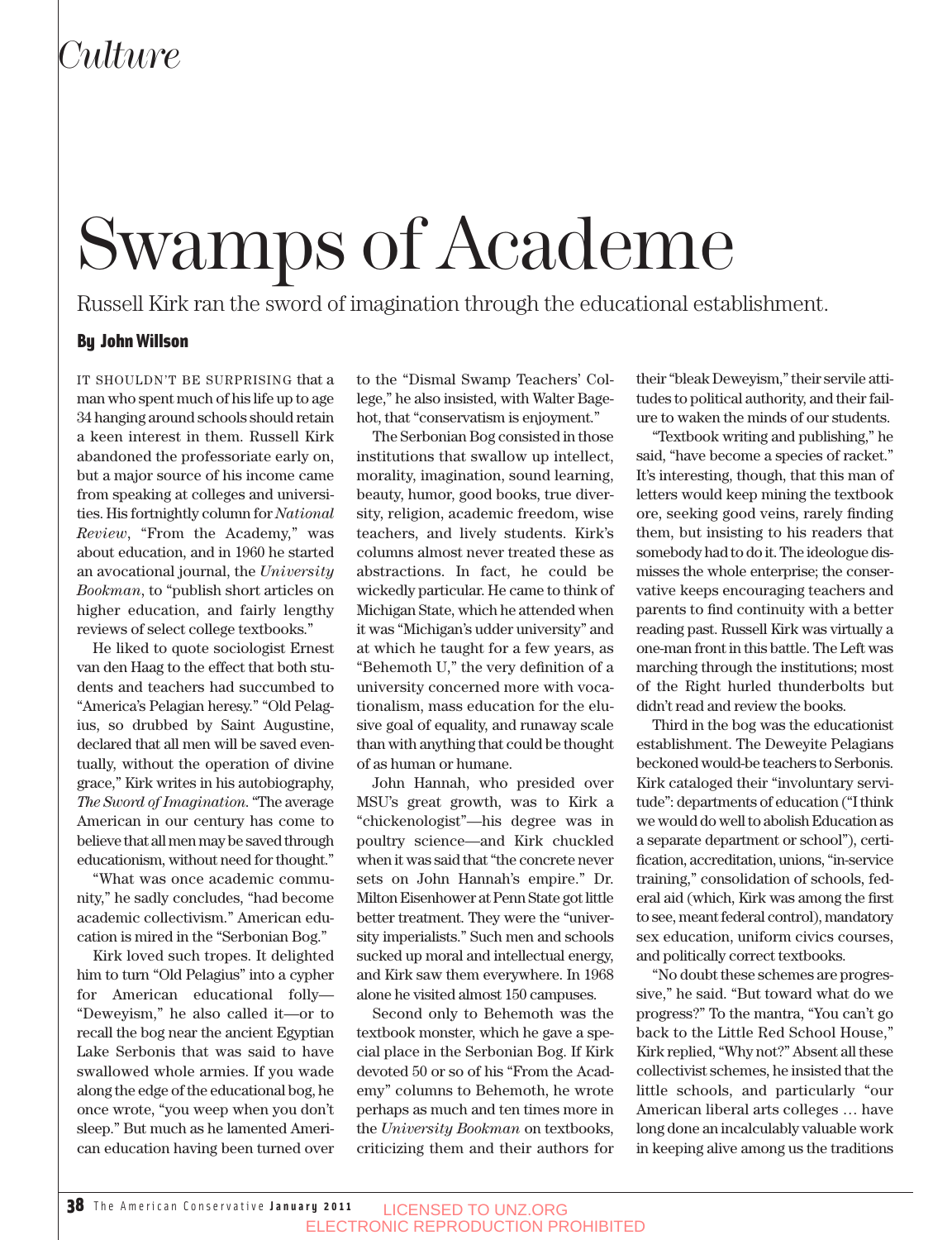*Culture*

# Swamps of Academe

Russell Kirk ran the sword of imagination through the educational establishment.

**By John Willson**

IT SHOULDN'T BE SURPRISING that a man who spent much of his life up to age 34 hanging around schools should retain a keen interest in them. Russell Kirk abandoned the professoriate early on, but a major source of his income came from speaking at colleges and universities. His fortnightly column for *National Review*, "From the Academy," was about education, and in 1960 he started an avocational journal, the *University Bookman*, to "publish short articles on higher education, and fairly lengthy reviews of select college textbooks."

He liked to quote sociologist Ernest van den Haag to the effect that both students and teachers had succumbed to "America's Pelagian heresy." "Old Pelagius, so drubbed by Saint Augustine, declared that all men will be saved eventually, without the operation of divine grace," Kirk writes in his autobiography, *The Sword of Imagination*. "The average American in our century has come to believe that all men may be saved through educationism, without need for thought."

"What was once academic community," he sadly concludes, "had become academic collectivism." American education is mired in the "Serbonian Bog."

Kirk loved such tropes. It delighted him to turn "Old Pelagius" into a cypher for American educational folly—"Deweyism," he also called it—or to recall the bog near the ancient Egyptian Lake Serbonis that was said to have swallowed whole armies. If you wade along the edge of the educational bog, he once wrote, "you weep when you don't sleep." But much as he lamented American education having been turned over to the "Dismal Swamp Teachers' College," he also insisted, with Walter Bagehot, that "conservatism is enjoyment."

The Serbonian Bog consisted in those institutions that swallow up intellect, morality, imagination, sound learning, beauty, humor, good books, true diversity, religion, academic freedom, wise teachers, and lively students. Kirk's columns almost never treated these as abstractions. In fact, he could be wickedly particular. He came to think of Michigan State, which he attended when it was "Michigan's udder university" and at which he taught for a few years, as "Behemoth U," the very definition of a university concerned more with vocationalism, mass education for the elusive goal of equality, and runaway scale than with anything that could be thought of as human or humane.

John Hannah, who presided over MSU's great growth, was to Kirk a "chickenologist"—his degree was in poultry science—and Kirk chuckled when it was said that "the concrete never sets on John Hannah's empire." Dr. Milton Eisenhower at Penn State got little better treatment. They were the "university imperialists." Such men and schools sucked up moral and intellectual energy, and Kirk saw them everywhere. In 1968 alone he visited almost 150 campuses.

Second only to Behemoth was the textbook monster, which he gave a special place in the Serbonian Bog. If Kirk devoted 50 or so of his "From the Academy" columns to Behemoth, he wrote perhaps as much and ten times more in the *University Bookman* on textbooks, criticizing them and their authors for their "bleak Deweyism," their servile attitudes to political authority, and their failure to waken the minds of our students.

"Textbook writing and publishing," he said, "have become a species of racket." It's interesting, though, that this man of letters would keep mining the textbook ore, seeking good veins, rarely finding them, but insisting to his readers that somebody had to do it. The ideologue dismisses the whole enterprise; the conservative keeps encouraging teachers and parents to find continuity with a better reading past. Russell Kirk was virtually a one-man front in this battle. The Left was marching through the institutions; most of the Right hurled thunderbolts but didn't read and review the books.

Third in the bog was the educationist establishment. The Deweyite Pelagians beckoned would-be teachers to Serbonis. Kirk cataloged their "involuntary servitude": departments of education ("I think we would do well to abolish Education as a separate department or school"), certification, accreditation, unions, "in-service training," consolidation of schools, federal aid (which, Kirk was among the first to see, meant federal control), mandatory sex education, uniform civics courses, and politically correct textbooks.

"No doubt these schemes are progressive," he said. "But toward what do we progress?" To the mantra, "You can't go back to the Little Red School House," Kirk replied, "Why not?" Absent all these collectivist schemes, he insisted that the little schools, and particularly "our American liberal arts colleges … have long done an incalculably valuable work in keeping alive among us the traditions